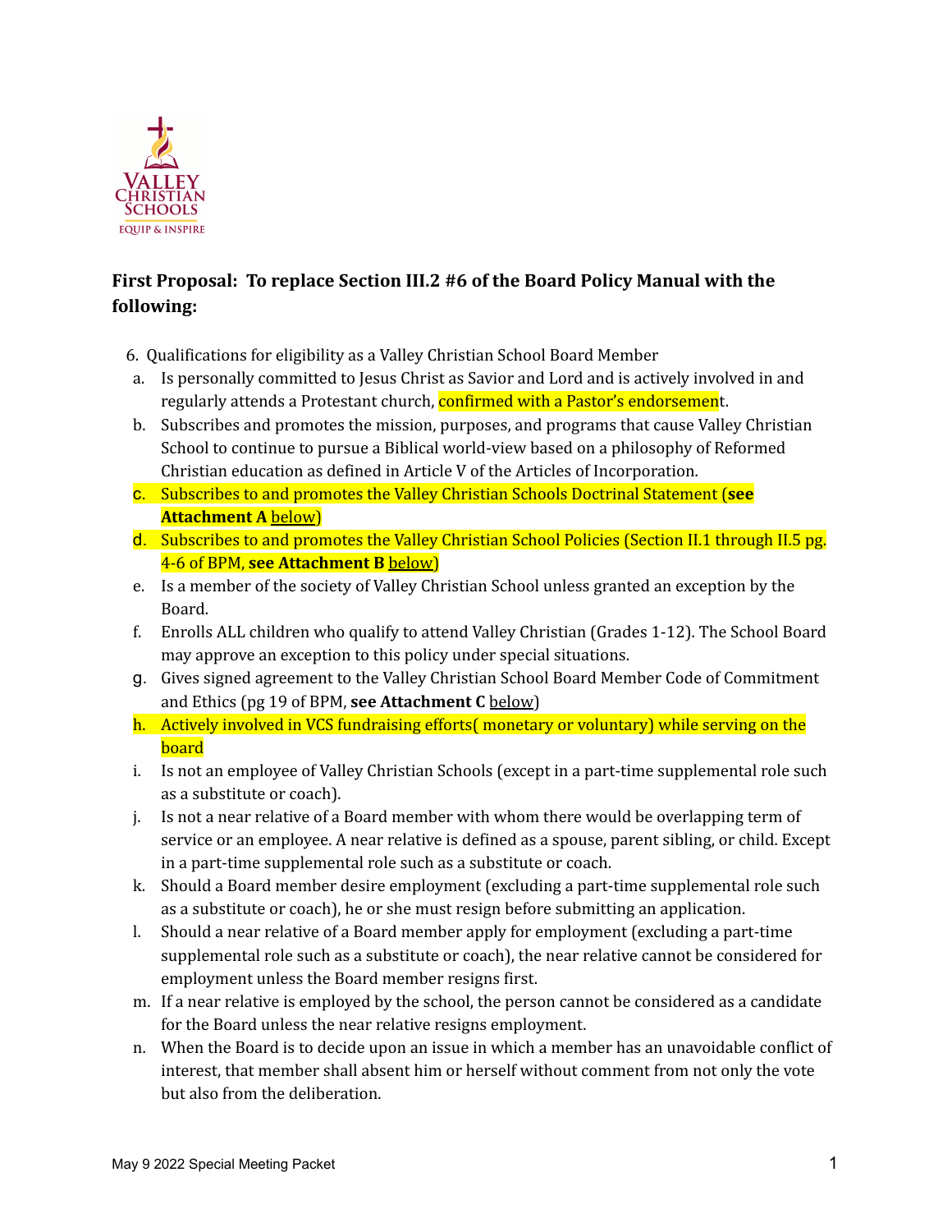**First Proposal: To replace Section III.2 #6 of the Board Policy Manual with the following:**

6. Qualifications for eligibility as a Valley Christian School Board Member
   a. Is personally committed to Jesus Christ as Savior and Lord and is actively involved in and regularly attends a Protestant church, confirmed with a Pastor's endorsement.
   b. Subscribes and promotes the mission, purposes, and programs that cause Valley Christian School to continue to pursue a Biblical world-view based on a philosophy of Reformed Christian education as defined in Article V of the Articles of Incorporation.
   c. Subscribes to and promotes the Valley Christian Schools Doctrinal Statement (**see Attachment A** below)
   d. Subscribes to and promotes the Valley Christian School Policies (Section II.1 through II.5 pg. 4-6 of BPM, **see Attachment B** below)
   e. Is a member of the society of Valley Christian School unless granted an exception by the Board.
   f. Enrolls ALL children who qualify to attend Valley Christian (Grades 1-12). The School Board may approve an exception to this policy under special situations.
   g. Gives signed agreement to the Valley Christian School Board Member Code of Commitment and Ethics (pg 19 of BPM, **see Attachment C** below)
   h. Actively involved in VCS fundraising efforts( monetary or voluntary) while serving on the board
   i. Is not an employee of Valley Christian Schools (except in a part-time supplemental role such as a substitute or coach).
   j. Is not a near relative of a Board member with whom there would be overlapping term of service or an employee. A near relative is defined as a spouse, parent sibling, or child. Except in a part-time supplemental role such as a substitute or coach.
   k. Should a Board member desire employment (excluding a part-time supplemental role such as a substitute or coach), he or she must resign before submitting an application.
   l. Should a near relative of a Board member apply for employment (excluding a part-time supplemental role such as a substitute or coach), the near relative cannot be considered for employment unless the Board member resigns first.
   m. If a near relative is employed by the school, the person cannot be considered as a candidate for the Board unless the near relative resigns employment.
   n. When the Board is to decide upon an issue in which a member has an unavoidable conflict of interest, that member shall absent him or herself without comment from not only the vote but also from the deliberation.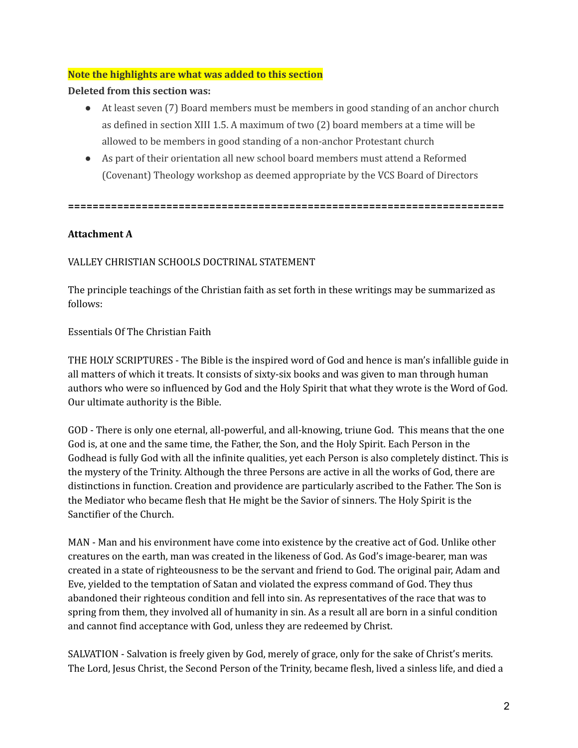**Note the highlights are what was added to this section**

**Deleted from this section was:**

- At least seven (7) Board members must be members in good standing of an anchor church as defined in section XIII 1.5. A maximum of two (2) board members at a time will be allowed to be members in good standing of a non-anchor Protestant church
- As part of their orientation all new school board members must attend a Reformed (Covenant) Theology workshop as deemed appropriate by the VCS Board of Directors

**========================================================================**

**Attachment A**

VALLEY CHRISTIAN SCHOOLS DOCTRINAL STATEMENT

The principle teachings of the Christian faith as set forth in these writings may be summarized as follows:

Essentials Of The Christian Faith

THE HOLY SCRIPTURES - The Bible is the inspired word of God and hence is man's infallible guide in all matters of which it treats. It consists of sixty-six books and was given to man through human authors who were so influenced by God and the Holy Spirit that what they wrote is the Word of God. Our ultimate authority is the Bible.

GOD - There is only one eternal, all-powerful, and all-knowing, triune God. This means that the one God is, at one and the same time, the Father, the Son, and the Holy Spirit. Each Person in the Godhead is fully God with all the infinite qualities, yet each Person is also completely distinct. This is the mystery of the Trinity. Although the three Persons are active in all the works of God, there are distinctions in function. Creation and providence are particularly ascribed to the Father. The Son is the Mediator who became flesh that He might be the Savior of sinners. The Holy Spirit is the Sanctifier of the Church.

MAN - Man and his environment have come into existence by the creative act of God. Unlike other creatures on the earth, man was created in the likeness of God. As God's image-bearer, man was created in a state of righteousness to be the servant and friend to God. The original pair, Adam and Eve, yielded to the temptation of Satan and violated the express command of God. They thus abandoned their righteous condition and fell into sin. As representatives of the race that was to spring from them, they involved all of humanity in sin. As a result all are born in a sinful condition and cannot find acceptance with God, unless they are redeemed by Christ.

SALVATION - Salvation is freely given by God, merely of grace, only for the sake of Christ's merits. The Lord, Jesus Christ, the Second Person of the Trinity, became flesh, lived a sinless life, and died a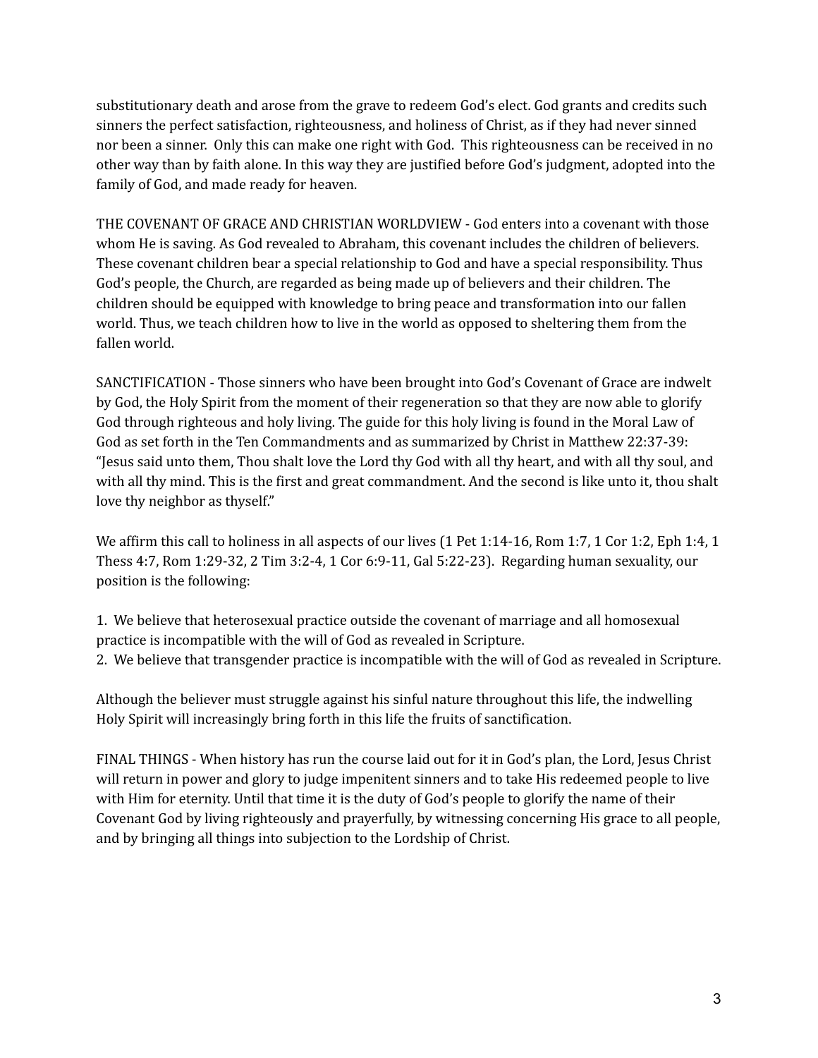substitutionary death and arose from the grave to redeem God's elect. God grants and credits such sinners the perfect satisfaction, righteousness, and holiness of Christ, as if they had never sinned nor been a sinner. Only this can make one right with God. This righteousness can be received in no other way than by faith alone. In this way they are justified before God's judgment, adopted into the family of God, and made ready for heaven.

THE COVENANT OF GRACE AND CHRISTIAN WORLDVIEW - God enters into a covenant with those whom He is saving. As God revealed to Abraham, this covenant includes the children of believers. These covenant children bear a special relationship to God and have a special responsibility. Thus God's people, the Church, are regarded as being made up of believers and their children. The children should be equipped with knowledge to bring peace and transformation into our fallen world. Thus, we teach children how to live in the world as opposed to sheltering them from the fallen world.

SANCTIFICATION - Those sinners who have been brought into God's Covenant of Grace are indwelt by God, the Holy Spirit from the moment of their regeneration so that they are now able to glorify God through righteous and holy living. The guide for this holy living is found in the Moral Law of God as set forth in the Ten Commandments and as summarized by Christ in Matthew 22:37-39: "Jesus said unto them, Thou shalt love the Lord thy God with all thy heart, and with all thy soul, and with all thy mind. This is the first and great commandment. And the second is like unto it, thou shalt love thy neighbor as thyself."

We affirm this call to holiness in all aspects of our lives (1 Pet 1:14-16, Rom 1:7, 1 Cor 1:2, Eph 1:4, 1 Thess 4:7, Rom 1:29-32, 2 Tim 3:2-4, 1 Cor 6:9-11, Gal 5:22-23). Regarding human sexuality, our position is the following:

1. We believe that heterosexual practice outside the covenant of marriage and all homosexual practice is incompatible with the will of God as revealed in Scripture.
2. We believe that transgender practice is incompatible with the will of God as revealed in Scripture.

Although the believer must struggle against his sinful nature throughout this life, the indwelling Holy Spirit will increasingly bring forth in this life the fruits of sanctification.

FINAL THINGS - When history has run the course laid out for it in God's plan, the Lord, Jesus Christ will return in power and glory to judge impenitent sinners and to take His redeemed people to live with Him for eternity. Until that time it is the duty of God's people to glorify the name of their Covenant God by living righteously and prayerfully, by witnessing concerning His grace to all people, and by bringing all things into subjection to the Lordship of Christ.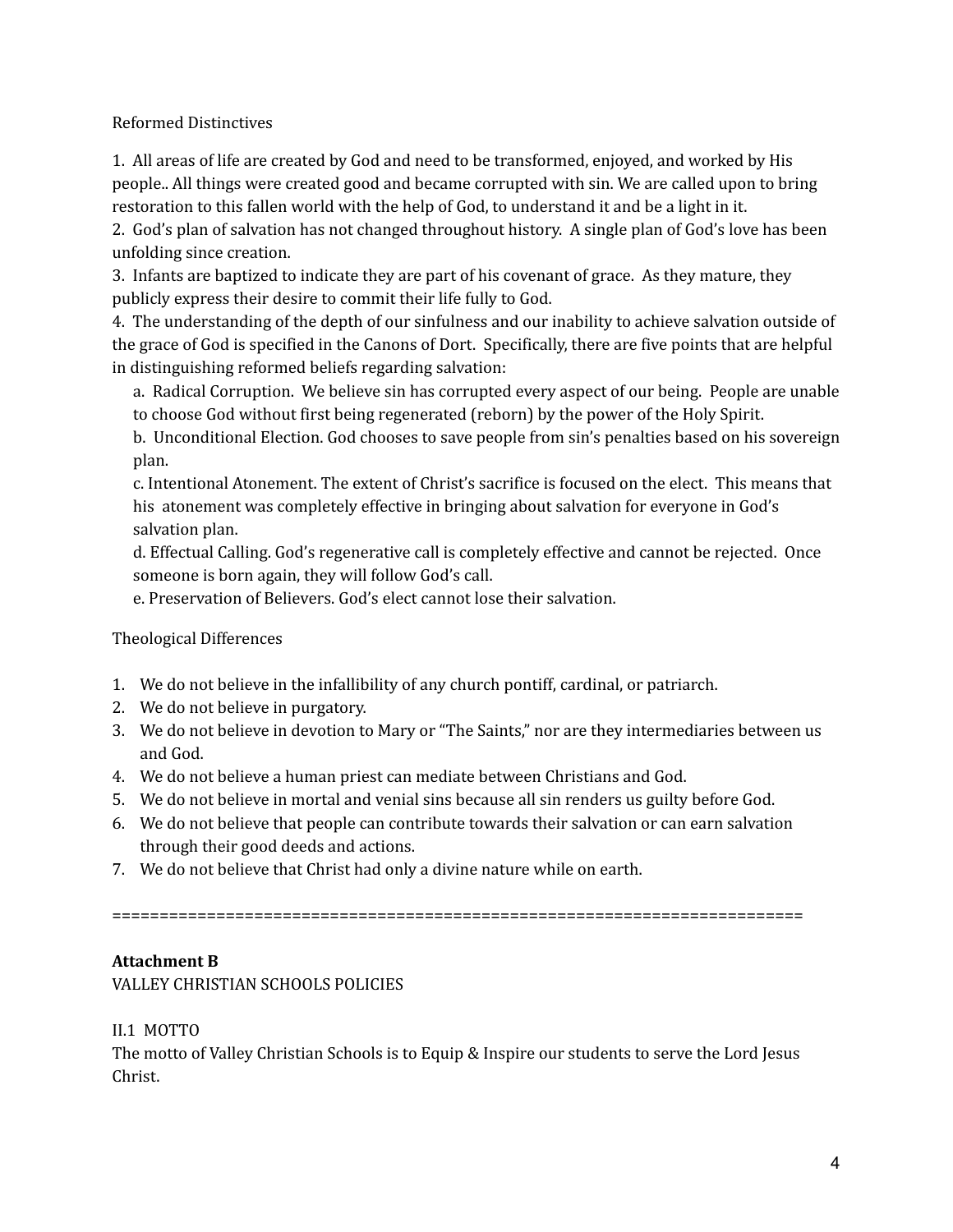Reformed Distinctives

1. All areas of life are created by God and need to be transformed, enjoyed, and worked by His people.. All things were created good and became corrupted with sin. We are called upon to bring restoration to this fallen world with the help of God, to understand it and be a light in it.
2. God's plan of salvation has not changed throughout history. A single plan of God's love has been unfolding since creation.
3. Infants are baptized to indicate they are part of his covenant of grace. As they mature, they publicly express their desire to commit their life fully to God.
4. The understanding of the depth of our sinfulness and our inability to achieve salvation outside of the grace of God is specified in the Canons of Dort. Specifically, there are five points that are helpful in distinguishing reformed beliefs regarding salvation:
   a. Radical Corruption. We believe sin has corrupted every aspect of our being. People are unable to choose God without first being regenerated (reborn) by the power of the Holy Spirit.
   b. Unconditional Election. God chooses to save people from sin's penalties based on his sovereign plan.
   c. Intentional Atonement. The extent of Christ's sacrifice is focused on the elect. This means that his atonement was completely effective in bringing about salvation for everyone in God's salvation plan.
   d. Effectual Calling. God's regenerative call is completely effective and cannot be rejected. Once someone is born again, they will follow God's call.
   e. Preservation of Believers. God's elect cannot lose their salvation.

Theological Differences

1. We do not believe in the infallibility of any church pontiff, cardinal, or patriarch.
2. We do not believe in purgatory.
3. We do not believe in devotion to Mary or "The Saints," nor are they intermediaries between us and God.
4. We do not believe a human priest can mediate between Christians and God.
5. We do not believe in mortal and venial sins because all sin renders us guilty before God.
6. We do not believe that people can contribute towards their salvation or can earn salvation through their good deeds and actions.
7. We do not believe that Christ had only a divine nature while on earth.

===========================================================================

**Attachment B**

VALLEY CHRISTIAN SCHOOLS POLICIES

II.1 MOTTO

The motto of Valley Christian Schools is to Equip & Inspire our students to serve the Lord Jesus Christ.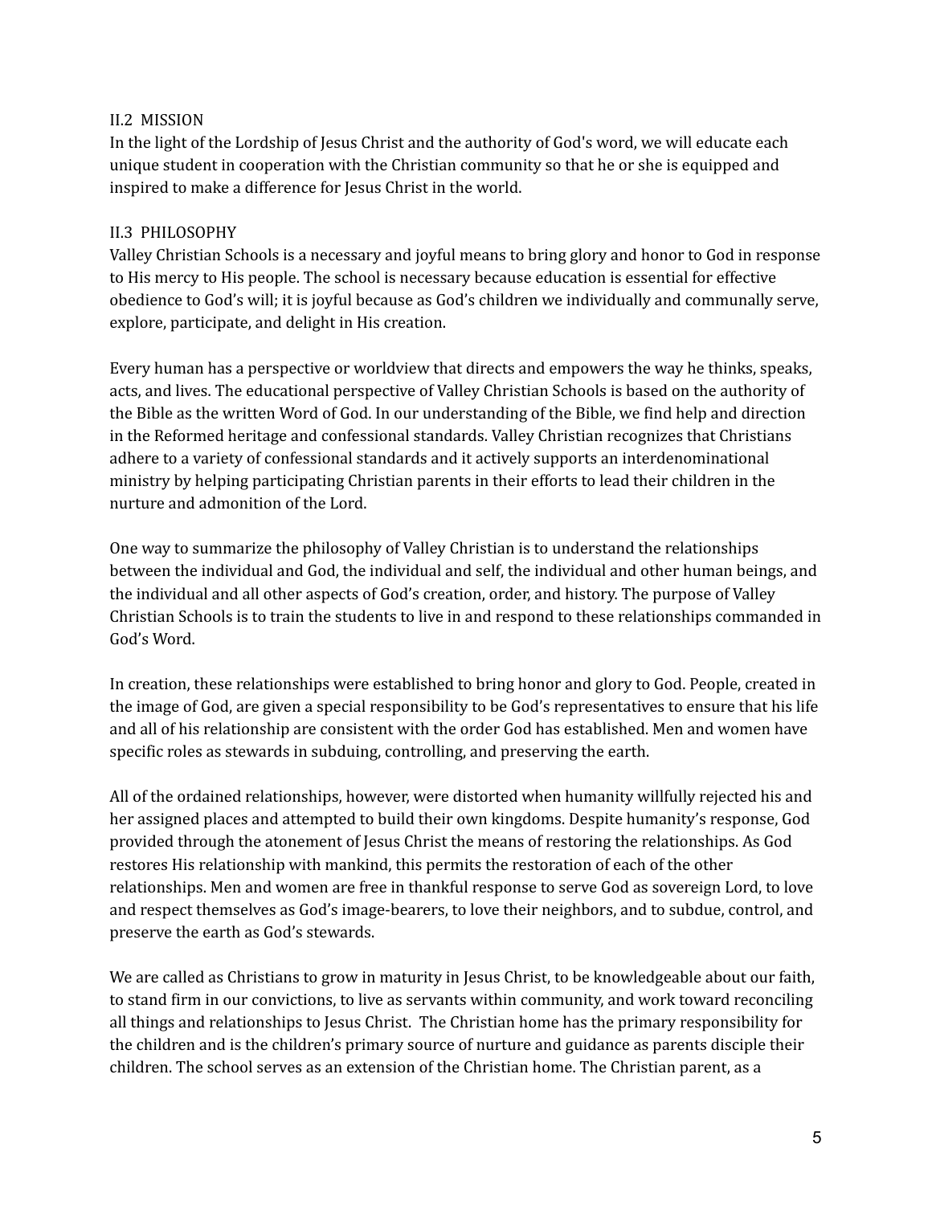## II.2 MISSION

In the light of the Lordship of Jesus Christ and the authority of God's word, we will educate each unique student in cooperation with the Christian community so that he or she is equipped and inspired to make a difference for Jesus Christ in the world.

## II.3 PHILOSOPHY

Valley Christian Schools is a necessary and joyful means to bring glory and honor to God in response to His mercy to His people. The school is necessary because education is essential for effective obedience to God's will; it is joyful because as God's children we individually and communally serve, explore, participate, and delight in His creation.

Every human has a perspective or worldview that directs and empowers the way he thinks, speaks, acts, and lives. The educational perspective of Valley Christian Schools is based on the authority of the Bible as the written Word of God. In our understanding of the Bible, we find help and direction in the Reformed heritage and confessional standards. Valley Christian recognizes that Christians adhere to a variety of confessional standards and it actively supports an interdenominational ministry by helping participating Christian parents in their efforts to lead their children in the nurture and admonition of the Lord.

One way to summarize the philosophy of Valley Christian is to understand the relationships between the individual and God, the individual and self, the individual and other human beings, and the individual and all other aspects of God's creation, order, and history. The purpose of Valley Christian Schools is to train the students to live in and respond to these relationships commanded in God's Word.

In creation, these relationships were established to bring honor and glory to God. People, created in the image of God, are given a special responsibility to be God's representatives to ensure that his life and all of his relationship are consistent with the order God has established. Men and women have specific roles as stewards in subduing, controlling, and preserving the earth.

All of the ordained relationships, however, were distorted when humanity willfully rejected his and her assigned places and attempted to build their own kingdoms. Despite humanity's response, God provided through the atonement of Jesus Christ the means of restoring the relationships. As God restores His relationship with mankind, this permits the restoration of each of the other relationships. Men and women are free in thankful response to serve God as sovereign Lord, to love and respect themselves as God's image-bearers, to love their neighbors, and to subdue, control, and preserve the earth as God's stewards.

We are called as Christians to grow in maturity in Jesus Christ, to be knowledgeable about our faith, to stand firm in our convictions, to live as servants within community, and work toward reconciling all things and relationships to Jesus Christ. The Christian home has the primary responsibility for the children and is the children's primary source of nurture and guidance as parents disciple their children. The school serves as an extension of the Christian home. The Christian parent, as a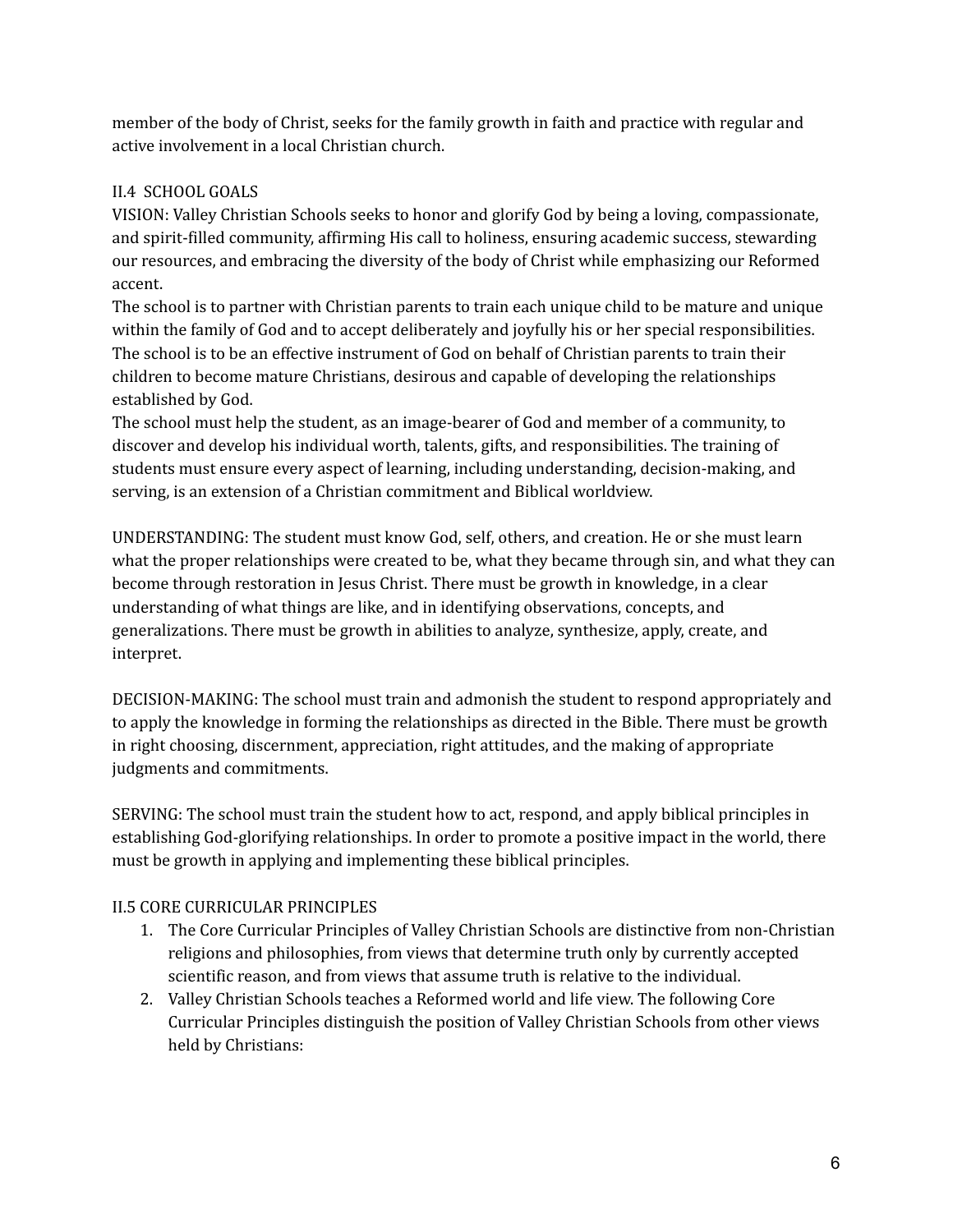member of the body of Christ, seeks for the family growth in faith and practice with regular and active involvement in a local Christian church.

## II.4 SCHOOL GOALS

VISION: Valley Christian Schools seeks to honor and glorify God by being a loving, compassionate, and spirit-filled community, affirming His call to holiness, ensuring academic success, stewarding our resources, and embracing the diversity of the body of Christ while emphasizing our Reformed accent.

The school is to partner with Christian parents to train each unique child to be mature and unique within the family of God and to accept deliberately and joyfully his or her special responsibilities. The school is to be an effective instrument of God on behalf of Christian parents to train their children to become mature Christians, desirous and capable of developing the relationships established by God.

The school must help the student, as an image-bearer of God and member of a community, to discover and develop his individual worth, talents, gifts, and responsibilities. The training of students must ensure every aspect of learning, including understanding, decision-making, and serving, is an extension of a Christian commitment and Biblical worldview.

UNDERSTANDING: The student must know God, self, others, and creation. He or she must learn what the proper relationships were created to be, what they became through sin, and what they can become through restoration in Jesus Christ. There must be growth in knowledge, in a clear understanding of what things are like, and in identifying observations, concepts, and generalizations. There must be growth in abilities to analyze, synthesize, apply, create, and interpret.

DECISION-MAKING: The school must train and admonish the student to respond appropriately and to apply the knowledge in forming the relationships as directed in the Bible. There must be growth in right choosing, discernment, appreciation, right attitudes, and the making of appropriate judgments and commitments.

SERVING: The school must train the student how to act, respond, and apply biblical principles in establishing God-glorifying relationships. In order to promote a positive impact in the world, there must be growth in applying and implementing these biblical principles.

## II.5 CORE CURRICULAR PRINCIPLES

1. The Core Curricular Principles of Valley Christian Schools are distinctive from non-Christian religions and philosophies, from views that determine truth only by currently accepted scientific reason, and from views that assume truth is relative to the individual.
2. Valley Christian Schools teaches a Reformed world and life view. The following Core Curricular Principles distinguish the position of Valley Christian Schools from other views held by Christians: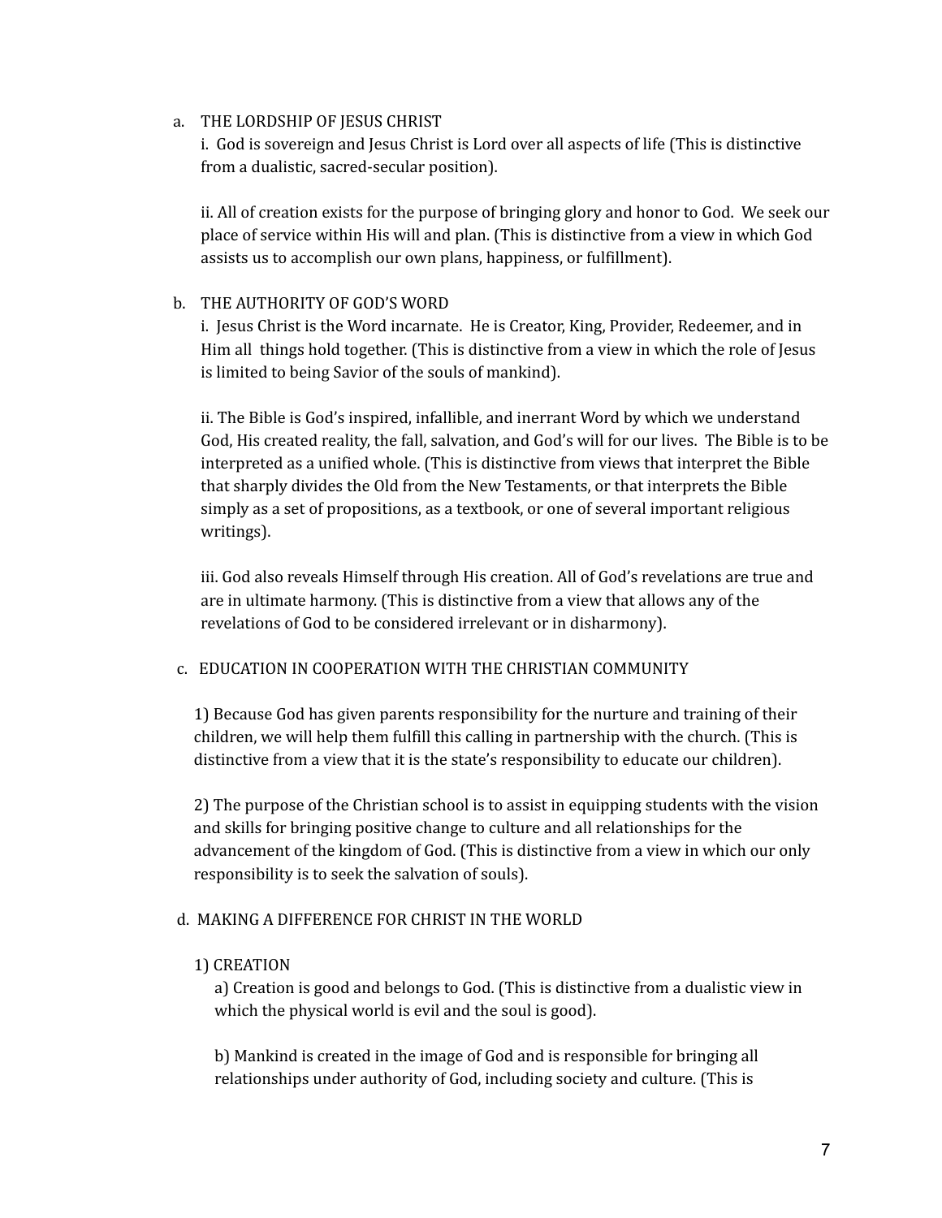a. THE LORDSHIP OF JESUS CHRIST

   i. God is sovereign and Jesus Christ is Lord over all aspects of life (This is distinctive from a dualistic, sacred-secular position).

   ii. All of creation exists for the purpose of bringing glory and honor to God. We seek our place of service within His will and plan. (This is distinctive from a view in which God assists us to accomplish our own plans, happiness, or fulfillment).

b. THE AUTHORITY OF GOD'S WORD

   i. Jesus Christ is the Word incarnate. He is Creator, King, Provider, Redeemer, and in Him all things hold together. (This is distinctive from a view in which the role of Jesus is limited to being Savior of the souls of mankind).

   ii. The Bible is God's inspired, infallible, and inerrant Word by which we understand God, His created reality, the fall, salvation, and God's will for our lives. The Bible is to be interpreted as a unified whole. (This is distinctive from views that interpret the Bible that sharply divides the Old from the New Testaments, or that interprets the Bible simply as a set of propositions, as a textbook, or one of several important religious writings).

   iii. God also reveals Himself through His creation. All of God's revelations are true and are in ultimate harmony. (This is distinctive from a view that allows any of the revelations of God to be considered irrelevant or in disharmony).

c. EDUCATION IN COOPERATION WITH THE CHRISTIAN COMMUNITY

   1) Because God has given parents responsibility for the nurture and training of their children, we will help them fulfill this calling in partnership with the church. (This is distinctive from a view that it is the state's responsibility to educate our children).

   2) The purpose of the Christian school is to assist in equipping students with the vision and skills for bringing positive change to culture and all relationships for the advancement of the kingdom of God. (This is distinctive from a view in which our only responsibility is to seek the salvation of souls).

d. MAKING A DIFFERENCE FOR CHRIST IN THE WORLD

   1) CREATION

      a) Creation is good and belongs to God. (This is distinctive from a dualistic view in which the physical world is evil and the soul is good).

      b) Mankind is created in the image of God and is responsible for bringing all relationships under authority of God, including society and culture. (This is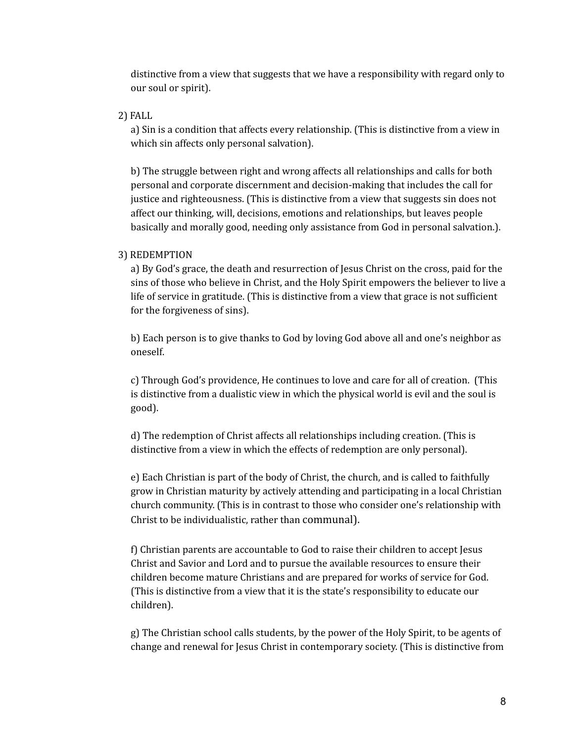distinctive from a view that suggests that we have a responsibility with regard only to our soul or spirit).

2) FALL

a) Sin is a condition that affects every relationship. (This is distinctive from a view in which sin affects only personal salvation).

b) The struggle between right and wrong affects all relationships and calls for both personal and corporate discernment and decision-making that includes the call for justice and righteousness. (This is distinctive from a view that suggests sin does not affect our thinking, will, decisions, emotions and relationships, but leaves people basically and morally good, needing only assistance from God in personal salvation.).

3) REDEMPTION

a) By God's grace, the death and resurrection of Jesus Christ on the cross, paid for the sins of those who believe in Christ, and the Holy Spirit empowers the believer to live a life of service in gratitude. (This is distinctive from a view that grace is not sufficient for the forgiveness of sins).

b) Each person is to give thanks to God by loving God above all and one's neighbor as oneself.

c) Through God's providence, He continues to love and care for all of creation. (This is distinctive from a dualistic view in which the physical world is evil and the soul is good).

d) The redemption of Christ affects all relationships including creation. (This is distinctive from a view in which the effects of redemption are only personal).

e) Each Christian is part of the body of Christ, the church, and is called to faithfully grow in Christian maturity by actively attending and participating in a local Christian church community. (This is in contrast to those who consider one's relationship with Christ to be individualistic, rather than communal).

f) Christian parents are accountable to God to raise their children to accept Jesus Christ and Savior and Lord and to pursue the available resources to ensure their children become mature Christians and are prepared for works of service for God. (This is distinctive from a view that it is the state's responsibility to educate our children).

g) The Christian school calls students, by the power of the Holy Spirit, to be agents of change and renewal for Jesus Christ in contemporary society. (This is distinctive from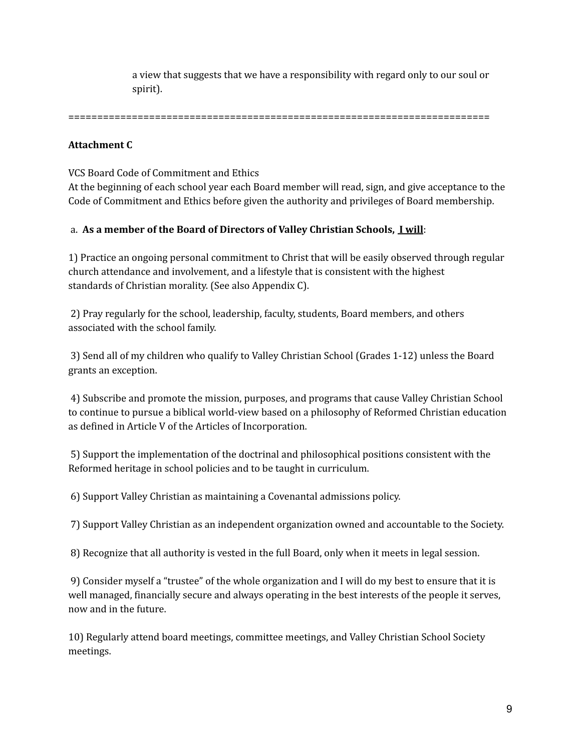a view that suggests that we have a responsibility with regard only to our soul or spirit).

==========================================================================

**Attachment C**

VCS Board Code of Commitment and Ethics
At the beginning of each school year each Board member will read, sign, and give acceptance to the Code of Commitment and Ethics before given the authority and privileges of Board membership.

a. **As a member of the Board of Directors of Valley Christian Schools, <u>I will</u>**:

1) Practice an ongoing personal commitment to Christ that will be easily observed through regular church attendance and involvement, and a lifestyle that is consistent with the highest standards of Christian morality. (See also Appendix C).

2) Pray regularly for the school, leadership, faculty, students, Board members, and others associated with the school family.

3) Send all of my children who qualify to Valley Christian School (Grades 1-12) unless the Board grants an exception.

4) Subscribe and promote the mission, purposes, and programs that cause Valley Christian School to continue to pursue a biblical world-view based on a philosophy of Reformed Christian education as defined in Article V of the Articles of Incorporation.

5) Support the implementation of the doctrinal and philosophical positions consistent with the Reformed heritage in school policies and to be taught in curriculum.

6) Support Valley Christian as maintaining a Covenantal admissions policy.

7) Support Valley Christian as an independent organization owned and accountable to the Society.

8) Recognize that all authority is vested in the full Board, only when it meets in legal session.

9) Consider myself a "trustee" of the whole organization and I will do my best to ensure that it is well managed, financially secure and always operating in the best interests of the people it serves, now and in the future.

10) Regularly attend board meetings, committee meetings, and Valley Christian School Society meetings.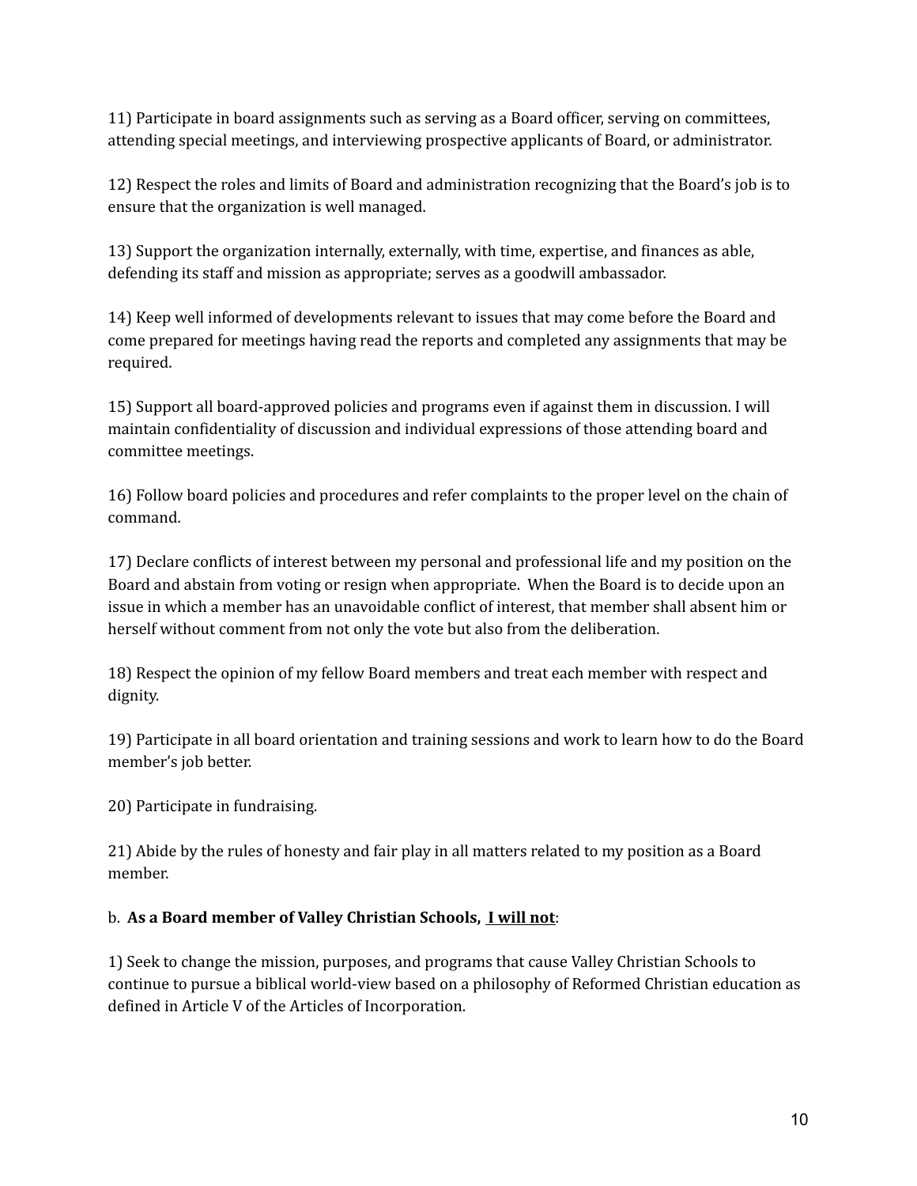11) Participate in board assignments such as serving as a Board officer, serving on committees, attending special meetings, and interviewing prospective applicants of Board, or administrator.

12) Respect the roles and limits of Board and administration recognizing that the Board's job is to ensure that the organization is well managed.

13) Support the organization internally, externally, with time, expertise, and finances as able, defending its staff and mission as appropriate; serves as a goodwill ambassador.

14) Keep well informed of developments relevant to issues that may come before the Board and come prepared for meetings having read the reports and completed any assignments that may be required.

15) Support all board-approved policies and programs even if against them in discussion. I will maintain confidentiality of discussion and individual expressions of those attending board and committee meetings.

16) Follow board policies and procedures and refer complaints to the proper level on the chain of command.

17) Declare conflicts of interest between my personal and professional life and my position on the Board and abstain from voting or resign when appropriate. When the Board is to decide upon an issue in which a member has an unavoidable conflict of interest, that member shall absent him or herself without comment from not only the vote but also from the deliberation.

18) Respect the opinion of my fellow Board members and treat each member with respect and dignity.

19) Participate in all board orientation and training sessions and work to learn how to do the Board member's job better.

20) Participate in fundraising.

21) Abide by the rules of honesty and fair play in all matters related to my position as a Board member.

b. **As a Board member of Valley Christian Schools, <u>I will not</u>**:

1) Seek to change the mission, purposes, and programs that cause Valley Christian Schools to continue to pursue a biblical world-view based on a philosophy of Reformed Christian education as defined in Article V of the Articles of Incorporation.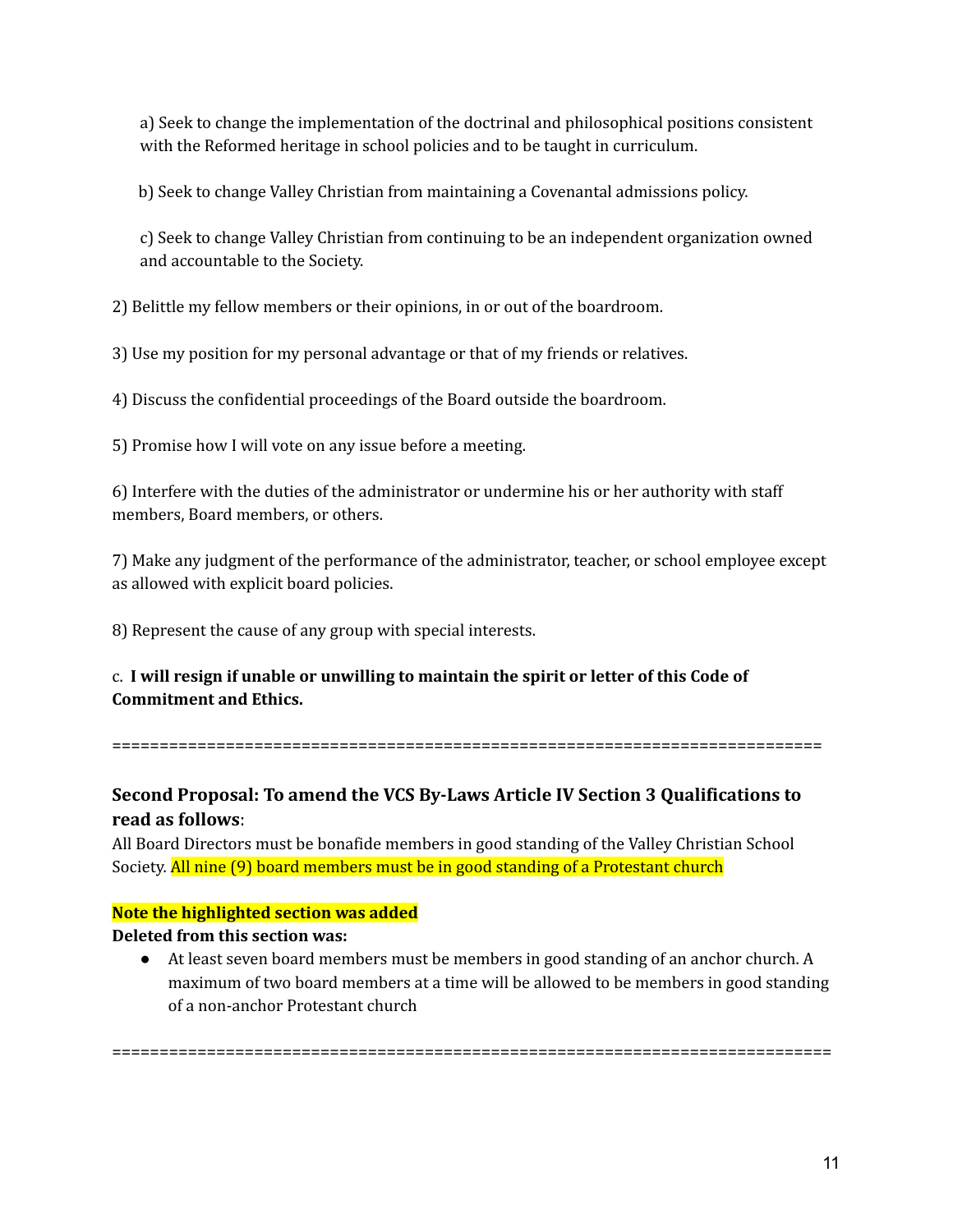a) Seek to change the implementation of the doctrinal and philosophical positions consistent with the Reformed heritage in school policies and to be taught in curriculum.

b) Seek to change Valley Christian from maintaining a Covenantal admissions policy.

c) Seek to change Valley Christian from continuing to be an independent organization owned and accountable to the Society.

2) Belittle my fellow members or their opinions, in or out of the boardroom.

3) Use my position for my personal advantage or that of my friends or relatives.

4) Discuss the confidential proceedings of the Board outside the boardroom.

5) Promise how I will vote on any issue before a meeting.

6) Interfere with the duties of the administrator or undermine his or her authority with staff members, Board members, or others.

7) Make any judgment of the performance of the administrator, teacher, or school employee except as allowed with explicit board policies.

8) Represent the cause of any group with special interests.

c. **I will resign if unable or unwilling to maintain the spirit or letter of this Code of Commitment and Ethics.**

==========================================================================

### Second Proposal: To amend the VCS By-Laws Article IV Section 3 Qualifications to read as follows:

All Board Directors must be bonafide members in good standing of the Valley Christian School Society. All nine (9) board members must be in good standing of a Protestant church

**Note the highlighted section was added**

**Deleted from this section was:**

- At least seven board members must be members in good standing of an anchor church. A maximum of two board members at a time will be allowed to be members in good standing of a non-anchor Protestant church

==========================================================================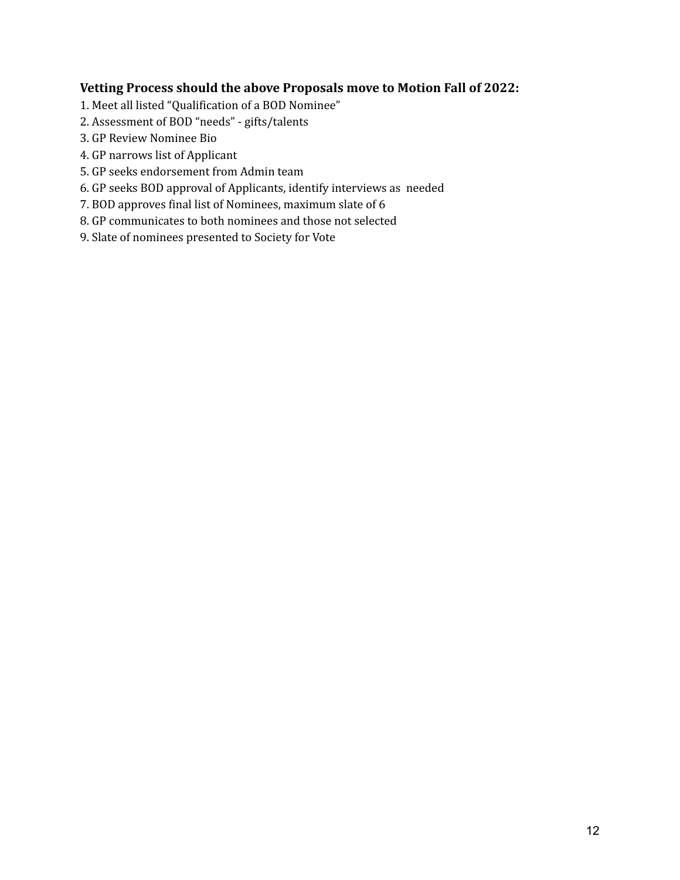**Vetting Process should the above Proposals move to Motion Fall of 2022:**

1. Meet all listed “Qualification of a BOD Nominee”
2. Assessment of BOD “needs” - gifts/talents
3. GP Review Nominee Bio
4. GP narrows list of Applicant
5. GP seeks endorsement from Admin team
6. GP seeks BOD approval of Applicants, identify interviews as needed
7. BOD approves final list of Nominees, maximum slate of 6
8. GP communicates to both nominees and those not selected
9. Slate of nominees presented to Society for Vote